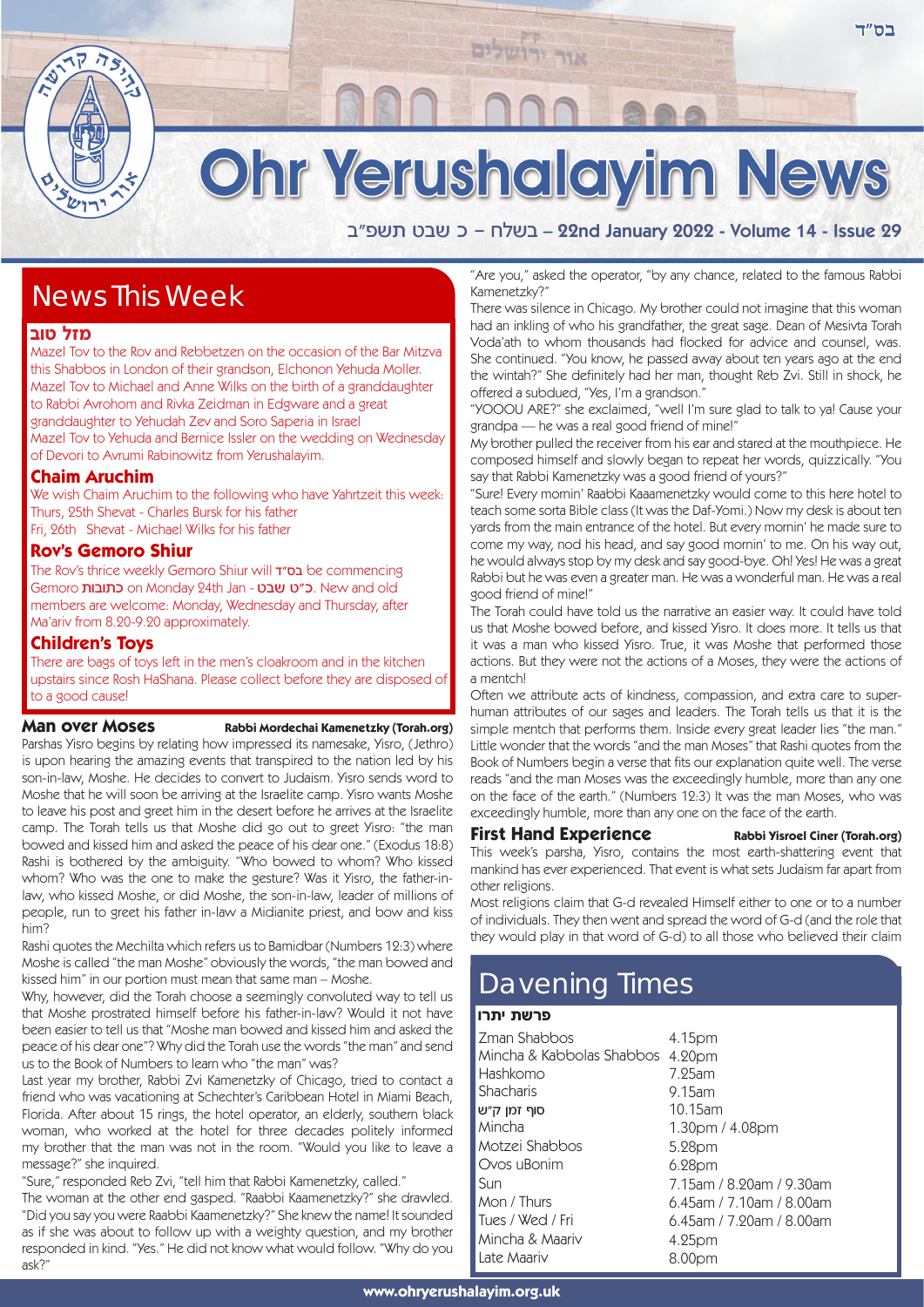בס"ד

# Ohr Yerushalayim News

בשלח – כ שבט תשפ"ב – 22nd January 2022 - Volume 14 - Issue 29

## News This Week

### מזל טוב

Mazel Tov to the Rov and Rebbetzen on the occasion of the Bar Mitzva this Shabbos in London of their grandson, Elchonon Yehuda Moller.
Mazel Tov to Michael and Anne Wilks on the birth of a granddaughter to Rabbi Avrohom and Rivka Zeidman in Edgware and a great granddaughter to Yehudah Zev and Soro Saperia in Israel
Mazel Tov to Yehuda and Bernice Issler on the wedding on Wednesday of Devori to Avrumi Rabinowitz from Yerushalayim.

### Chaim Aruchim

We wish Chaim Aruchim to the following who have Yahrtzeit this week:
Thurs, 25th Shevat - Charles Bursk for his father
Fri, 26th Shevat - Michael Wilks for his father

### Rov's Gemoro Shiur

The Rov's thrice weekly Gemoro Shiur will בס"ד be commencing Gemoro כתובות on Monday 24th Jan - כ"ט שבט. New and old members are welcome: Monday, Wednesday and Thursday, after Ma'ariv from 8.20-9.20 approximately.

### Children's Toys

There are bags of toys left in the men's cloakroom and in the kitchen upstairs since Rosh HaShana. Please collect before they are disposed of to a good cause!

### Man over Moses

**Rabbi Mordechai Kamenetzky (Torah.org)**

Parshas Yisro begins by relating how impressed its namesake, Yisro, (Jethro) is upon hearing the amazing events that transpired to the nation led by his son-in-law, Moshe. He decides to convert to Judaism. Yisro sends word to Moshe that he will soon be arriving at the Israelite camp. Yisro wants Moshe to leave his post and greet him in the desert before he arrives at the Israelite camp. The Torah tells us that Moshe did go out to greet Yisro: "the man bowed and kissed him and asked the peace of his dear one." (Exodus 18:8) Rashi is bothered by the ambiguity. "Who bowed to whom? Who kissed whom? Who was the one to make the gesture? Was it Yisro, the father-in-law, who kissed Moshe, or did Moshe, the son-in-law, leader of millions of people, run to greet his father in-law a Midianite priest, and bow and kiss him?

Rashi quotes the Mechilta which refers us to Bamidbar (Numbers 12:3) where Moshe is called "the man Moshe" obviously the words, "the man bowed and kissed him" in our portion must mean that same man – Moshe.

Why, however, did the Torah choose a seemingly convoluted way to tell us that Moshe prostrated himself before his father-in-law? Would it not have been easier to tell us that "Moshe man bowed and kissed him and asked the peace of his dear one"? Why did the Torah use the words "the man" and send us to the Book of Numbers to learn who "the man" was?

Last year my brother, Rabbi Zvi Kamenetzky of Chicago, tried to contact a friend who was vacationing at Schechter's Caribbean Hotel in Miami Beach, Florida. After about 15 rings, the hotel operator, an elderly, southern black woman, who worked at the hotel for three decades politely informed my brother that the man was not in the room. "Would you like to leave a message?" she inquired.

"Sure," responded Reb Zvi, "tell him that Rabbi Kamenetzky, called."

The woman at the other end gasped. "Raabbi Kaamenetzky?" she drawled. "Did you say you were Raabbi Kaamenetzky?" She knew the name! It sounded as if she was about to follow up with a weighty question, and my brother responded in kind. "Yes." He did not know what would follow. "Why do you ask?"

"Are you," asked the operator, "by any chance, related to the famous Rabbi Kamenetzky?"

There was silence in Chicago. My brother could not imagine that this woman had an inkling of who his grandfather, the great sage. Dean of Mesivta Torah Voda'ath to whom thousands had flocked for advice and counsel, was. She continued. "You know, he passed away about ten years ago at the end the wintah?" She definitely had her man, thought Reb Zvi. Still in shock, he offered a subdued, "Yes, I'm a grandson."

"YOOOU ARE?" she exclaimed, "well I'm sure glad to talk to ya! Cause your grandpa — he was a real good friend of mine!"

My brother pulled the receiver from his ear and stared at the mouthpiece. He composed himself and slowly began to repeat her words, quizzically. "You say that Rabbi Kamenetzky was a good friend of yours?"

"Sure! Every mornin' Raabbi Kaaamenetzky would come to this here hotel to teach some sorta Bible class (It was the Daf-Yomi.) Now my desk is about ten yards from the main entrance of the hotel. But every mornin' he made sure to come my way, nod his head, and say good mornin' to me. On his way out, he would always stop by my desk and say good-bye. Oh! Yes! He was a great Rabbi but he was even a greater man. He was a wonderful man. He was a real good friend of mine!"

The Torah could have told us the narrative an easier way. It could have told us that Moshe bowed before, and kissed Yisro. It does more. It tells us that it was a man who kissed Yisro. True, it was Moshe that performed those actions. But they were not the actions of a Moses, they were the actions of a mentch!

Often we attribute acts of kindness, compassion, and extra care to super-human attributes of our sages and leaders. The Torah tells us that it is the simple mentch that performs them. Inside every great leader lies "the man." Little wonder that the words "and the man Moses" that Rashi quotes from the Book of Numbers begin a verse that fits our explanation quite well. The verse reads "and the man Moses was the exceedingly humble, more than any one on the face of the earth." (Numbers 12:3) It was the man Moses, who was exceedingly humble, more than any one on the face of the earth.

### First Hand Experience

**Rabbi Yisroel Ciner (Torah.org)**

This week's parsha, Yisro, contains the most earth-shattering event that mankind has ever experienced. That event is what sets Judaism far apart from other religions.

Most religions claim that G-d revealed Himself either to one or to a number of individuals. They then went and spread the word of G-d (and the role that they would play in that word of G-d) to all those who believed their claim

## Davening Times

### פרשת יתרו

| | |
|---|---|
| Zman Shabbos | 4.15pm |
| Mincha & Kabbolas Shabbos | 4.20pm |
| Hashkomo | 7.25am |
| Shacharis | 9.15am |
| סוף זמן ק"ש | 10.15am |
| Mincha | 1.30pm / 4.08pm |
| Motzei Shabbos | 5.28pm |
| Ovos uBonim | 6.28pm |
| Sun | 7.15am / 8.20am / 9.30am |
| Mon / Thurs | 6.45am / 7.10am / 8.00am |
| Tues / Wed / Fri | 6.45am / 7.20am / 8.00am |
| Mincha & Maariv | 4.25pm |
| Late Maariv | 8.00pm |

www.ohryerushalayim.org.uk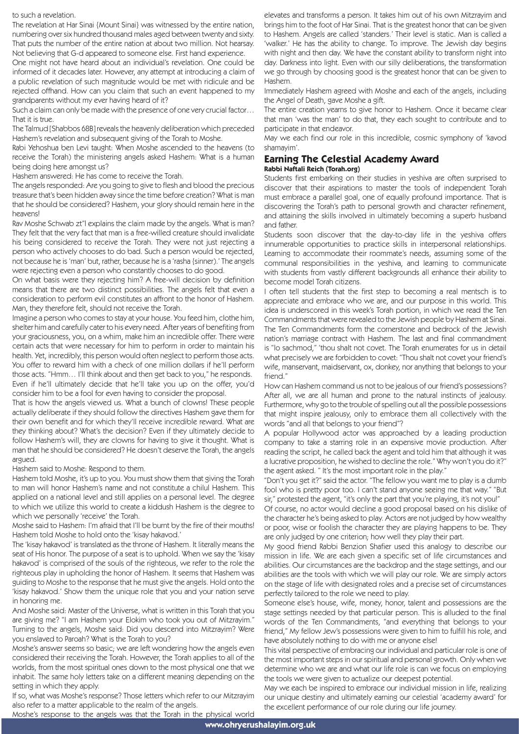to such a revelation.

The revelation at Har Sinai {Mount Sinai} was witnessed by the entire nation, numbering over six hundred thousand males aged between twenty and sixty. That puts the number of the entire nation at about two million. Not hearsay. Not believing that G-d appeared to someone else. First hand experience.

One might not have heard about an individual's revelation. One could be informed of it decades later. However, any attempt at introducing a claim of a public revelation of such magnitude would be met with ridicule and be rejected offhand. How can you claim that such an event happened to my grandparents without my ever having heard of it?

Such a claim can only be made with the presence of one very crucial factor… That it is true.

The Talmud [Shabbos 68B] reveals the heavenly deliberation which preceded Hashem's revelation and subsequent giving of the Torah to Moshe.

Rabi Yehoshua ben Levi taught: When Moshe ascended to the heavens (to receive the Torah) the ministering angels asked Hashem: What is a human being doing here amongst us?

Hashem answered: He has come to receive the Torah.

The angels responded: Are you going to give to flesh and blood the precious treasure that's been hidden away since the time before creation? What is man that he should be considered? Hashem, your glory should remain here in the heavens!

Rav Moshe Schwab zt"l explains the claim made by the angels. What is man? They felt that the very fact that man is a free-willed creature should invalidate his being considered to receive the Torah. They were not just rejecting a person who actively chooses to do bad. Such a person would be rejected, not because he is 'man' but, rather, because he is a 'rasha {sinner}.' The angels were rejecting even a person who constantly chooses to do good.

On what basis were they rejecting him? A free-will decision by definition means that there are two distinct possibilities. The angels felt that even a consideration to perform evil constitutes an affront to the honor of Hashem. Man, they therefore felt, should not receive the Torah.

Imagine a person who comes to stay at your house. You feed him, clothe him, shelter him and carefully cater to his every need. After years of benefiting from your graciousness, you, on a whim, make him an incredible offer. There were certain acts that were necessary for him to perform in order to maintain his health. Yet, incredibly, this person would often neglect to perform those acts. You offer to reward him with a check of one million dollars if he'll perform those acts. "Hmm… I'll think about and then get back to you," he responds. Even if he'll ultimately decide that he'll take you up on the offer, you'd consider him to be a fool for even having to consider the proposal.

That is how the angels viewed us. What a bunch of clowns! These people actually deliberate if they should follow the directives Hashem gave them for their own benefit and for which they'll receive incredible reward. What are they thinking about? What's the decision? Even if they ultimately decide to follow Hashem's will, they are clowns for having to give it thought. What is man that he should be considered? He doesn't deserve the Torah, the angels argued.

Hashem said to Moshe: Respond to them.

Hashem told Moshe, it's up to you. You must show them that giving the Torah to man will honor Hashem's name and not constitute a chilul Hashem. This applied on a national level and still applies on a personal level. The degree to which we utilize this world to create a kiddush Hashem is the degree to which we personally 'receive' the Torah.

Moshe said to Hashem: I'm afraid that I'll be burnt by the fire of their mouths! Hashem told Moshe to hold onto the 'kisay hakavod.'

The 'kisay hakavod' is translated as the throne of Hashem. It literally means the seat of His honor. The purpose of a seat is to uphold. When we say the 'kisay hakavod' is comprised of the souls of the righteous, we refer to the role the righteous play in upholding the honor of Hashem. It seems that Hashem was guiding to Moshe to the response that he must give the angels. Hold onto the 'kisay hakavod.' Show them the unique role that you and your nation serve in honoring me.

And Moshe said: Master of the Universe, what is written in this Torah that you are giving me? "I am Hashem your Elokim who took you out of Mitzrayim." Turning to the angels, Moshe said: Did you descend into Mitzrayim? Were you enslaved to Paroah? What is the Torah to you?

Moshe's answer seems so basic; we are left wondering how the angels even considered their receiving the Torah. However, the Torah applies to all of the worlds, from the most spiritual ones down to the most physical one that we inhabit. The same holy letters take on a different meaning depending on the setting in which they apply.

If so, what was Moshe's response? Those letters which refer to our Mitzrayim also refer to a matter applicable to the realm of the angels.

Moshe's response to the angels was that the Torah in the physical world elevates and transforms a person. It takes him out of his own Mitzrayim and brings him to the foot of Har Sinai. That is the greatest honor that can be given to Hashem. Angels are called 'standers.' Their level is static. Man is called a 'walker.' He has the ability to change. To improve. The Jewish day begins with night and then day. We have the constant ability to transform night into day. Darkness into light. Even with our silly deliberations, the transformation we go through by choosing good is the greatest honor that can be given to Hashem.

Immediately Hashem agreed with Moshe and each of the angels, including the Angel of Death, gave Moshe a gift.

The entire creation yearns to give honor to Hashem. Once it became clear that man 'was the man' to do that, they each sought to contribute and to participate in that endeavor.

May we each find our role in this incredible, cosmic symphony of 'kavod shamayim'.

## Earning The Celestial Academy Award

**Rabbi Naftali Reich (Torah.org)**

Students first embarking on their studies in yeshiva are often surprised to discover that their aspirations to master the tools of independent Torah must embrace a parallel goal, one of equally profound importance. That is discovering the Torah's path to personal growth and character refinement, and attaining the skills involved in ultimately becoming a superb husband and father.

Students soon discover that the day-to-day life in the yeshiva offers innumerable opportunities to practice skills in interpersonal relationships. Learning to accommodate their roommate's needs, assuming some of the communal responsibilities in the yeshiva, and learning to communicate with students from vastly different backgrounds all enhance their ability to become model Torah citizens.

I often tell students that the first step to becoming a real mentsch is to appreciate and embrace who we are, and our purpose in this world. This idea is underscored in this week's Torah portion, in which we read the Ten Commandments that were revealed to the Jewish people by Hashem at Sinai. The Ten Commandments form the cornerstone and bedrock of the Jewish nation's marriage contract with Hashem. The last and final commandment is "lo sachmod," 'thou shalt not covet. The Torah enumerates for us in detail what precisely we are forbidden to covet: "Thou shalt not covet your friend's wife, manservant, maidservant, ox, donkey, nor anything that belongs to your friend."

How can Hashem command us not to be jealous of our friend's possessions? After all, we are all human and prone to the natural instincts of jealousy. Furthermore, why go to the trouble of spelling out all the possible possessions that might inspire jealousy, only to embrace them all collectively with the words "and all that belongs to your friend"?

A popular Hollywood actor was approached by a leading production company to take a starring role in an expensive movie production. After reading the script, he called back the agent and told him that although it was a lucrative proposition, he wished to decline the role." Why won't you do it?" the agent asked. " It's the most important role in the play."

"Don't you get it?" said the actor. "The fellow you want me to play is a dumb fool who is pretty poor too. I can't stand anyone seeing me that way." "But sir," protested the agent, "it's only the part that you're playing, it's not you!"

Of course, no actor would decline a good proposal based on his dislike of the character he's being asked to play. Actors are not judged by how wealthy or poor, wise or foolish the character they are playing happens to be. They are only judged by one criterion; how well they play their part.

My good friend Rabbi Benzion Shafier used this analogy to describe our mission in life. We are each given a specific set of life circumstances and abilities. Our circumstances are the backdrop and the stage settings, and our abilities are the tools with which we will play our role. We are simply actors on the stage of life with designated roles and a precise set of circumstances perfectly tailored to the role we need to play.

Someone else's house, wife, money, honor, talent and possessions are the stage settings needed by that particular person. This is alluded to the final words of the Ten Commandments, "and everything that belongs to your friend," My fellow Jew's possessions were given to him to fulfill his role, and have absolutely nothing to do with me or anyone else!

This vital perspective of embracing our individual and particular role is one of the most important steps in our spiritual and personal growth. Only when we determine who we are and what our life role is can we focus on employing the tools we were given to actualize our deepest potential.

May we each be inspired to embrace our individual mission in life, realizing our unique destiny and ultimately earning our celestial 'academy award' for the excellent performance of our role during our life journey.